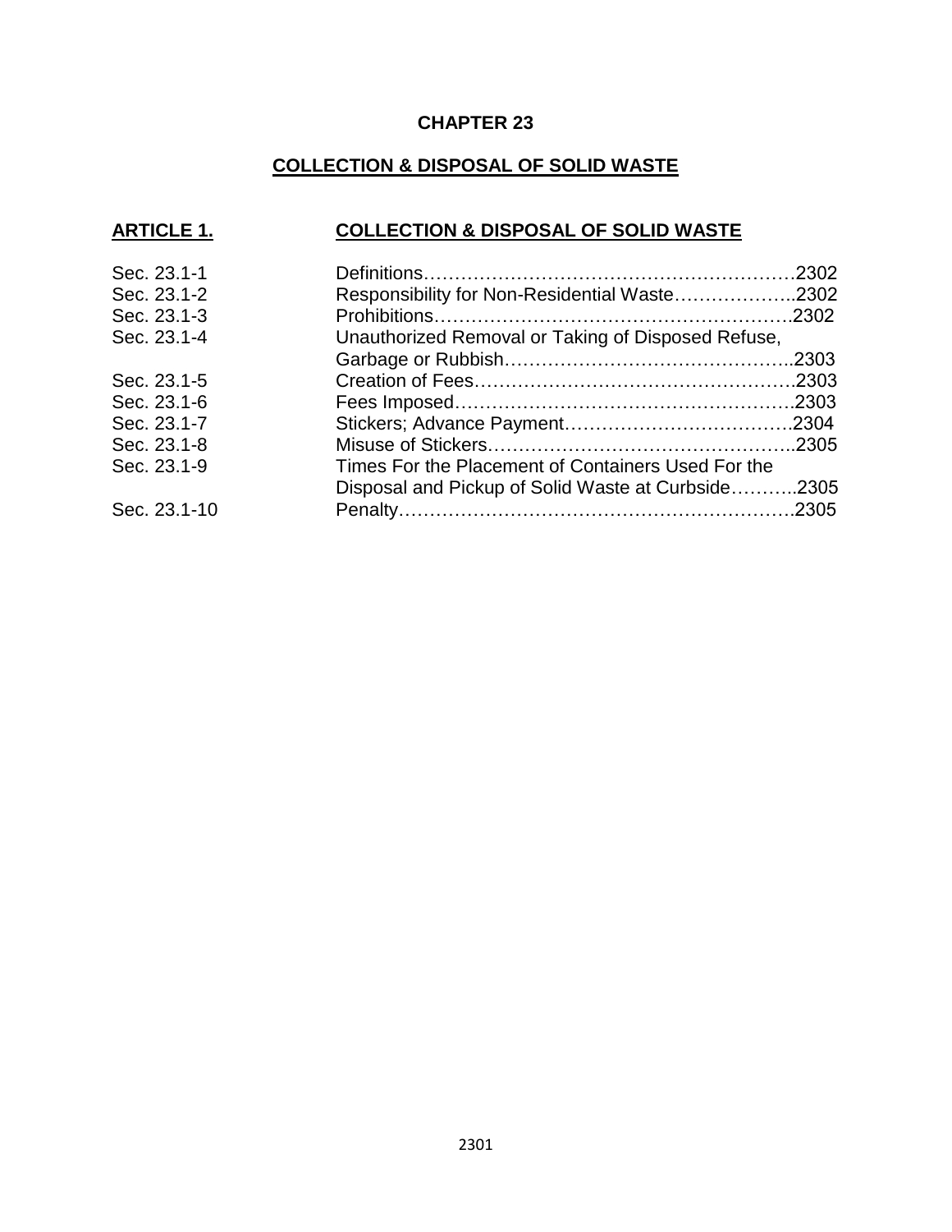# CHAPTER 23

## COLLECTION & DISPOSAL OF SOLID WASTE

### ARTICLE 1. COLLECTION & DISPOSAL OF SOLID WASTE

| | | |
|---|---|---|
| Sec. 23.1-1 | Definitions | 2302 |
| Sec. 23.1-2 | Responsibility for Non-Residential Waste | 2302 |
| Sec. 23.1-3 | Prohibitions | 2302 |
| Sec. 23.1-4 | Unauthorized Removal or Taking of Disposed Refuse, Garbage or Rubbish | 2303 |
| Sec. 23.1-5 | Creation of Fees | 2303 |
| Sec. 23.1-6 | Fees Imposed | 2303 |
| Sec. 23.1-7 | Stickers; Advance Payment | 2304 |
| Sec. 23.1-8 | Misuse of Stickers | 2305 |
| Sec. 23.1-9 | Times For the Placement of Containers Used For the Disposal and Pickup of Solid Waste at Curbside | 2305 |
| Sec. 23.1-10 | Penalty | 2305 |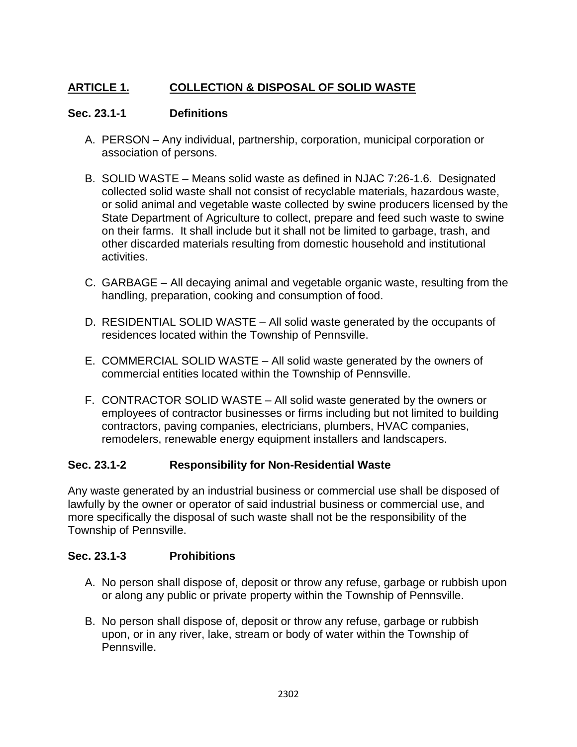## ARTICLE 1. COLLECTION & DISPOSAL OF SOLID WASTE

### Sec. 23.1-1 Definitions

A. PERSON – Any individual, partnership, corporation, municipal corporation or association of persons.

B. SOLID WASTE – Means solid waste as defined in NJAC 7:26-1.6. Designated collected solid waste shall not consist of recyclable materials, hazardous waste, or solid animal and vegetable waste collected by swine producers licensed by the State Department of Agriculture to collect, prepare and feed such waste to swine on their farms. It shall include but it shall not be limited to garbage, trash, and other discarded materials resulting from domestic household and institutional activities.

C. GARBAGE – All decaying animal and vegetable organic waste, resulting from the handling, preparation, cooking and consumption of food.

D. RESIDENTIAL SOLID WASTE – All solid waste generated by the occupants of residences located within the Township of Pennsville.

E. COMMERCIAL SOLID WASTE – All solid waste generated by the owners of commercial entities located within the Township of Pennsville.

F. CONTRACTOR SOLID WASTE – All solid waste generated by the owners or employees of contractor businesses or firms including but not limited to building contractors, paving companies, electricians, plumbers, HVAC companies, remodelers, renewable energy equipment installers and landscapers.

### Sec. 23.1-2 Responsibility for Non-Residential Waste

Any waste generated by an industrial business or commercial use shall be disposed of lawfully by the owner or operator of said industrial business or commercial use, and more specifically the disposal of such waste shall not be the responsibility of the Township of Pennsville.

### Sec. 23.1-3 Prohibitions

A. No person shall dispose of, deposit or throw any refuse, garbage or rubbish upon or along any public or private property within the Township of Pennsville.

B. No person shall dispose of, deposit or throw any refuse, garbage or rubbish upon, or in any river, lake, stream or body of water within the Township of Pennsville.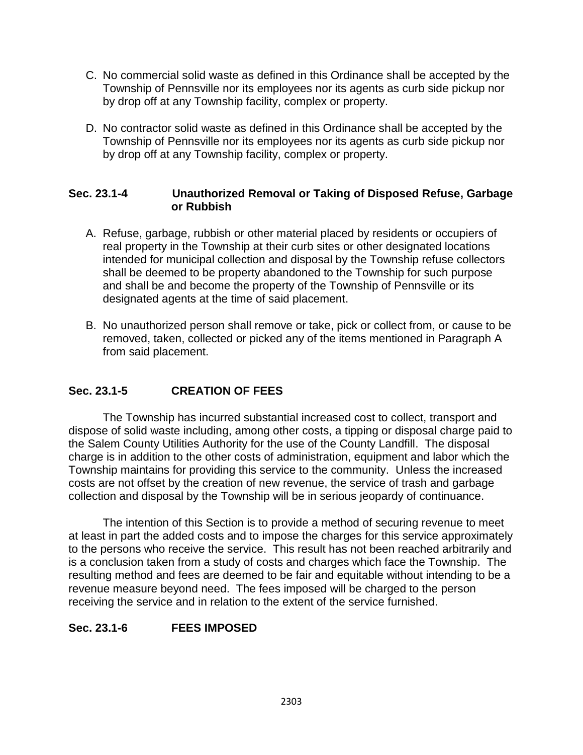C. No commercial solid waste as defined in this Ordinance shall be accepted by the Township of Pennsville nor its employees nor its agents as curb side pickup nor by drop off at any Township facility, complex or property.

D. No contractor solid waste as defined in this Ordinance shall be accepted by the Township of Pennsville nor its employees nor its agents as curb side pickup nor by drop off at any Township facility, complex or property.

### Sec. 23.1-4 Unauthorized Removal or Taking of Disposed Refuse, Garbage or Rubbish

A. Refuse, garbage, rubbish or other material placed by residents or occupiers of real property in the Township at their curb sites or other designated locations intended for municipal collection and disposal by the Township refuse collectors shall be deemed to be property abandoned to the Township for such purpose and shall be and become the property of the Township of Pennsville or its designated agents at the time of said placement.

B. No unauthorized person shall remove or take, pick or collect from, or cause to be removed, taken, collected or picked any of the items mentioned in Paragraph A from said placement.

### Sec. 23.1-5 CREATION OF FEES

The Township has incurred substantial increased cost to collect, transport and dispose of solid waste including, among other costs, a tipping or disposal charge paid to the Salem County Utilities Authority for the use of the County Landfill. The disposal charge is in addition to the other costs of administration, equipment and labor which the Township maintains for providing this service to the community. Unless the increased costs are not offset by the creation of new revenue, the service of trash and garbage collection and disposal by the Township will be in serious jeopardy of continuance.

The intention of this Section is to provide a method of securing revenue to meet at least in part the added costs and to impose the charges for this service approximately to the persons who receive the service. This result has not been reached arbitrarily and is a conclusion taken from a study of costs and charges which face the Township. The resulting method and fees are deemed to be fair and equitable without intending to be a revenue measure beyond need. The fees imposed will be charged to the person receiving the service and in relation to the extent of the service furnished.

### Sec. 23.1-6 FEES IMPOSED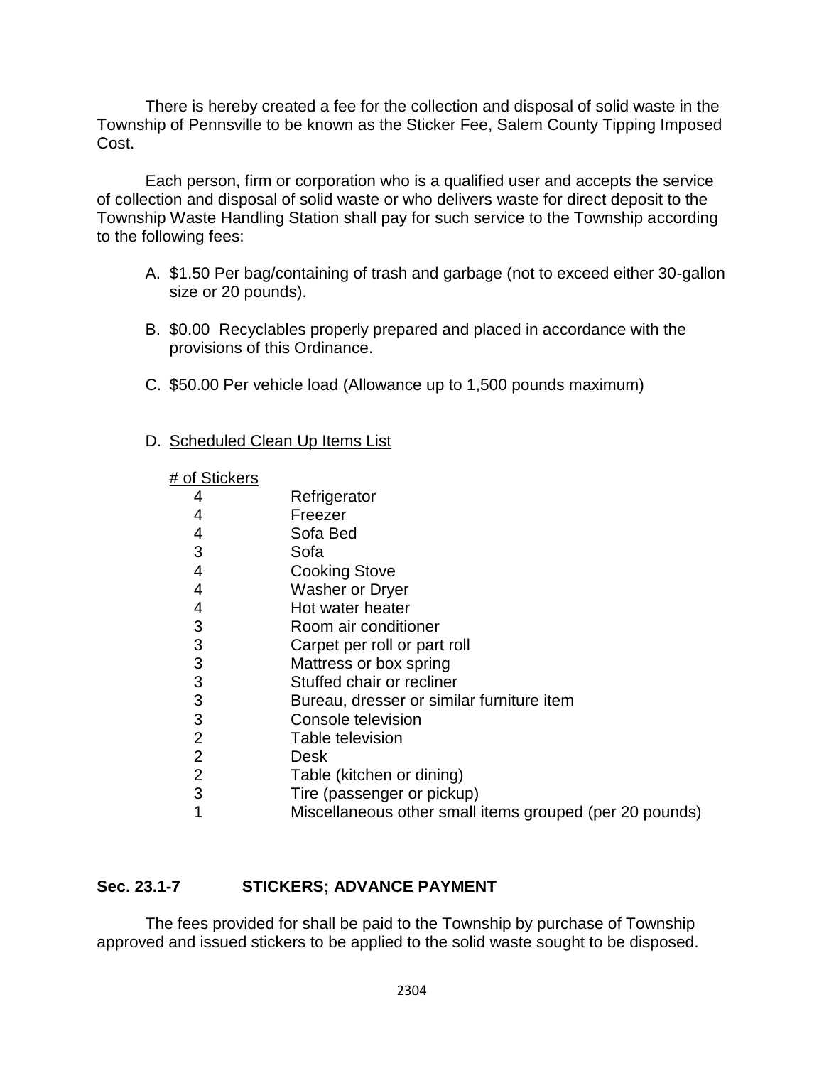There is hereby created a fee for the collection and disposal of solid waste in the Township of Pennsville to be known as the Sticker Fee, Salem County Tipping Imposed Cost.

Each person, firm or corporation who is a qualified user and accepts the service of collection and disposal of solid waste or who delivers waste for direct deposit to the Township Waste Handling Station shall pay for such service to the Township according to the following fees:

A. $1.50 Per bag/containing of trash and garbage (not to exceed either 30-gallon size or 20 pounds).

B. $0.00 Recyclables properly prepared and placed in accordance with the provisions of this Ordinance.

C. $50.00 Per vehicle load (Allowance up to 1,500 pounds maximum)

D. Scheduled Clean Up Items List

| # of Stickers | |
|---|---|
| 4 | Refrigerator |
| 4 | Freezer |
| 4 | Sofa Bed |
| 3 | Sofa |
| 4 | Cooking Stove |
| 4 | Washer or Dryer |
| 4 | Hot water heater |
| 3 | Room air conditioner |
| 3 | Carpet per roll or part roll |
| 3 | Mattress or box spring |
| 3 | Stuffed chair or recliner |
| 3 | Bureau, dresser or similar furniture item |
| 3 | Console television |
| 2 | Table television |
| 2 | Desk |
| 2 | Table (kitchen or dining) |
| 3 | Tire (passenger or pickup) |
| 1 | Miscellaneous other small items grouped (per 20 pounds) |

## Sec. 23.1-7 STICKERS; ADVANCE PAYMENT

The fees provided for shall be paid to the Township by purchase of Township approved and issued stickers to be applied to the solid waste sought to be disposed.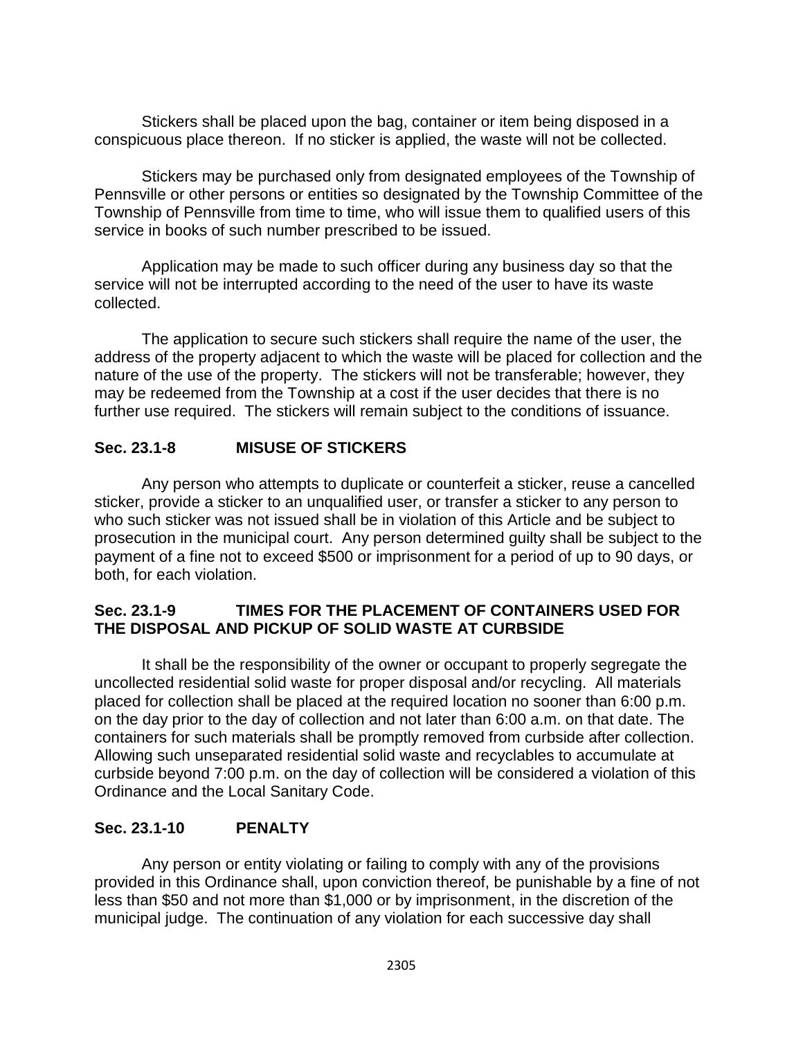Stickers shall be placed upon the bag, container or item being disposed in a conspicuous place thereon. If no sticker is applied, the waste will not be collected.

Stickers may be purchased only from designated employees of the Township of Pennsville or other persons or entities so designated by the Township Committee of the Township of Pennsville from time to time, who will issue them to qualified users of this service in books of such number prescribed to be issued.

Application may be made to such officer during any business day so that the service will not be interrupted according to the need of the user to have its waste collected.

The application to secure such stickers shall require the name of the user, the address of the property adjacent to which the waste will be placed for collection and the nature of the use of the property. The stickers will not be transferable; however, they may be redeemed from the Township at a cost if the user decides that there is no further use required. The stickers will remain subject to the conditions of issuance.

### Sec. 23.1-8 MISUSE OF STICKERS

Any person who attempts to duplicate or counterfeit a sticker, reuse a cancelled sticker, provide a sticker to an unqualified user, or transfer a sticker to any person to who such sticker was not issued shall be in violation of this Article and be subject to prosecution in the municipal court. Any person determined guilty shall be subject to the payment of a fine not to exceed $500 or imprisonment for a period of up to 90 days, or both, for each violation.

### Sec. 23.1-9 TIMES FOR THE PLACEMENT OF CONTAINERS USED FOR THE DISPOSAL AND PICKUP OF SOLID WASTE AT CURBSIDE

It shall be the responsibility of the owner or occupant to properly segregate the uncollected residential solid waste for proper disposal and/or recycling. All materials placed for collection shall be placed at the required location no sooner than 6:00 p.m. on the day prior to the day of collection and not later than 6:00 a.m. on that date. The containers for such materials shall be promptly removed from curbside after collection. Allowing such unseparated residential solid waste and recyclables to accumulate at curbside beyond 7:00 p.m. on the day of collection will be considered a violation of this Ordinance and the Local Sanitary Code.

### Sec. 23.1-10 PENALTY

Any person or entity violating or failing to comply with any of the provisions provided in this Ordinance shall, upon conviction thereof, be punishable by a fine of not less than $50 and not more than $1,000 or by imprisonment, in the discretion of the municipal judge. The continuation of any violation for each successive day shall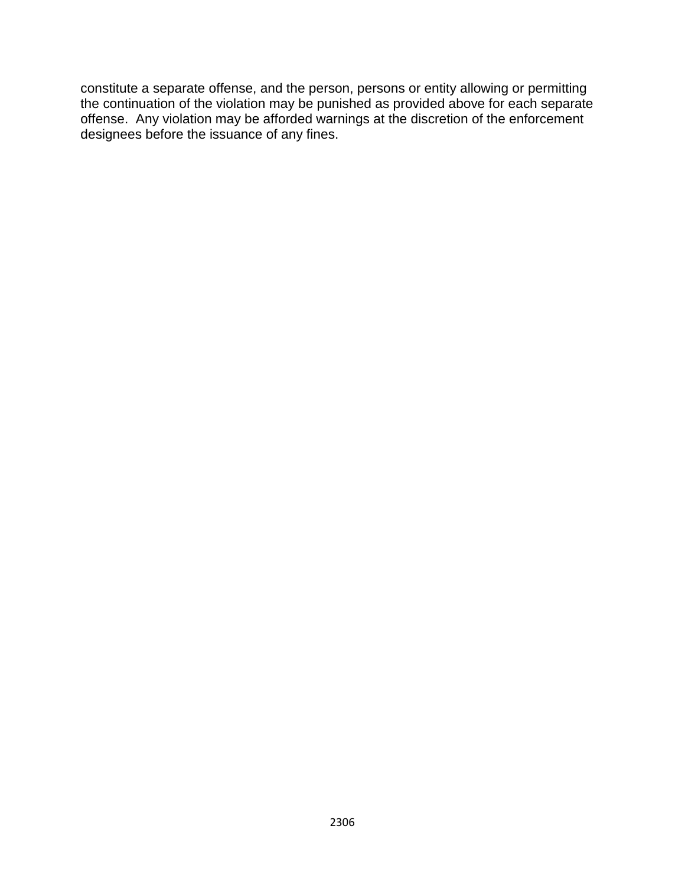constitute a separate offense, and the person, persons or entity allowing or permitting the continuation of the violation may be punished as provided above for each separate offense. Any violation may be afforded warnings at the discretion of the enforcement designees before the issuance of any fines.